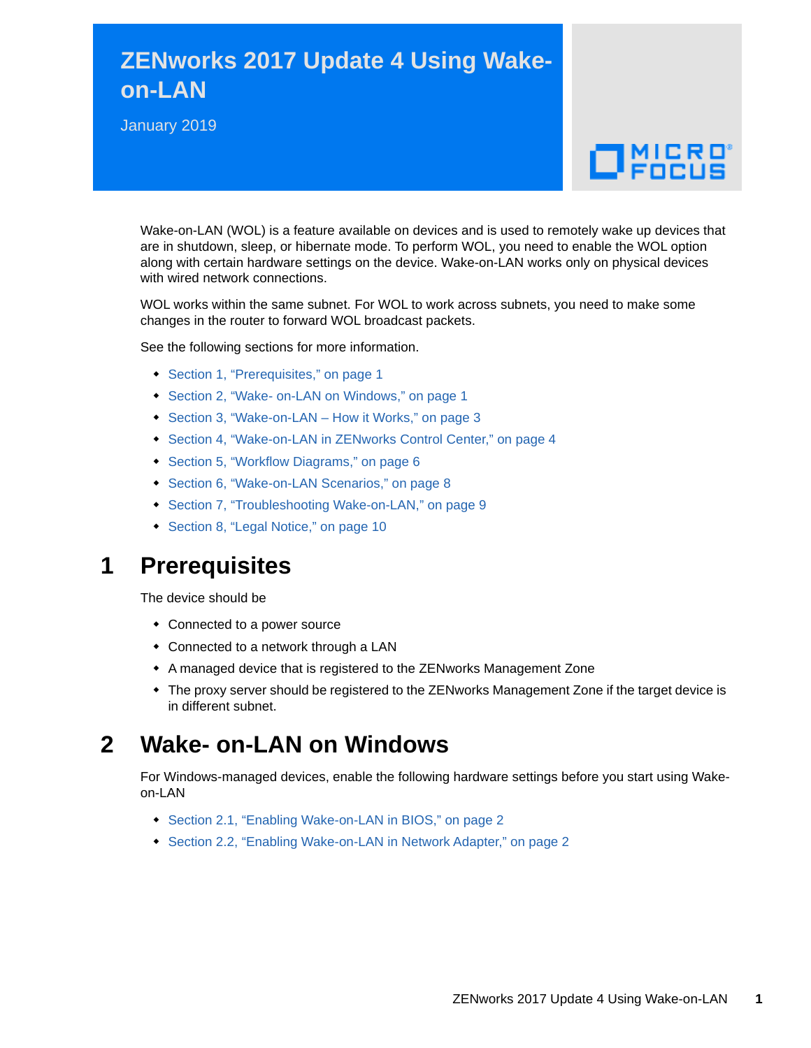# ZENworks 2017 Update 4 Using Wake-on-LAN

January 2019

Wake-on-LAN (WOL) is a feature available on devices and is used to remotely wake up devices that are in shutdown, sleep, or hibernate mode. To perform WOL, you need to enable the WOL option along with certain hardware settings on the device. Wake-on-LAN works only on physical devices with wired network connections.

WOL works within the same subnet. For WOL to work across subnets, you need to make some changes in the router to forward WOL broadcast packets.

See the following sections for more information.

- Section 1, "Prerequisites," on page 1
- Section 2, "Wake- on-LAN on Windows," on page 1
- Section 3, "Wake-on-LAN – How it Works," on page 3
- Section 4, "Wake-on-LAN in ZENworks Control Center," on page 4
- Section 5, "Workflow Diagrams," on page 6
- Section 6, "Wake-on-LAN Scenarios," on page 8
- Section 7, "Troubleshooting Wake-on-LAN," on page 9
- Section 8, "Legal Notice," on page 10

## 1 Prerequisites

The device should be

- Connected to a power source
- Connected to a network through a LAN
- A managed device that is registered to the ZENworks Management Zone
- The proxy server should be registered to the ZENworks Management Zone if the target device is in different subnet.

## 2 Wake- on-LAN on Windows

For Windows-managed devices, enable the following hardware settings before you start using Wake-on-LAN

- Section 2.1, "Enabling Wake-on-LAN in BIOS," on page 2
- Section 2.2, "Enabling Wake-on-LAN in Network Adapter," on page 2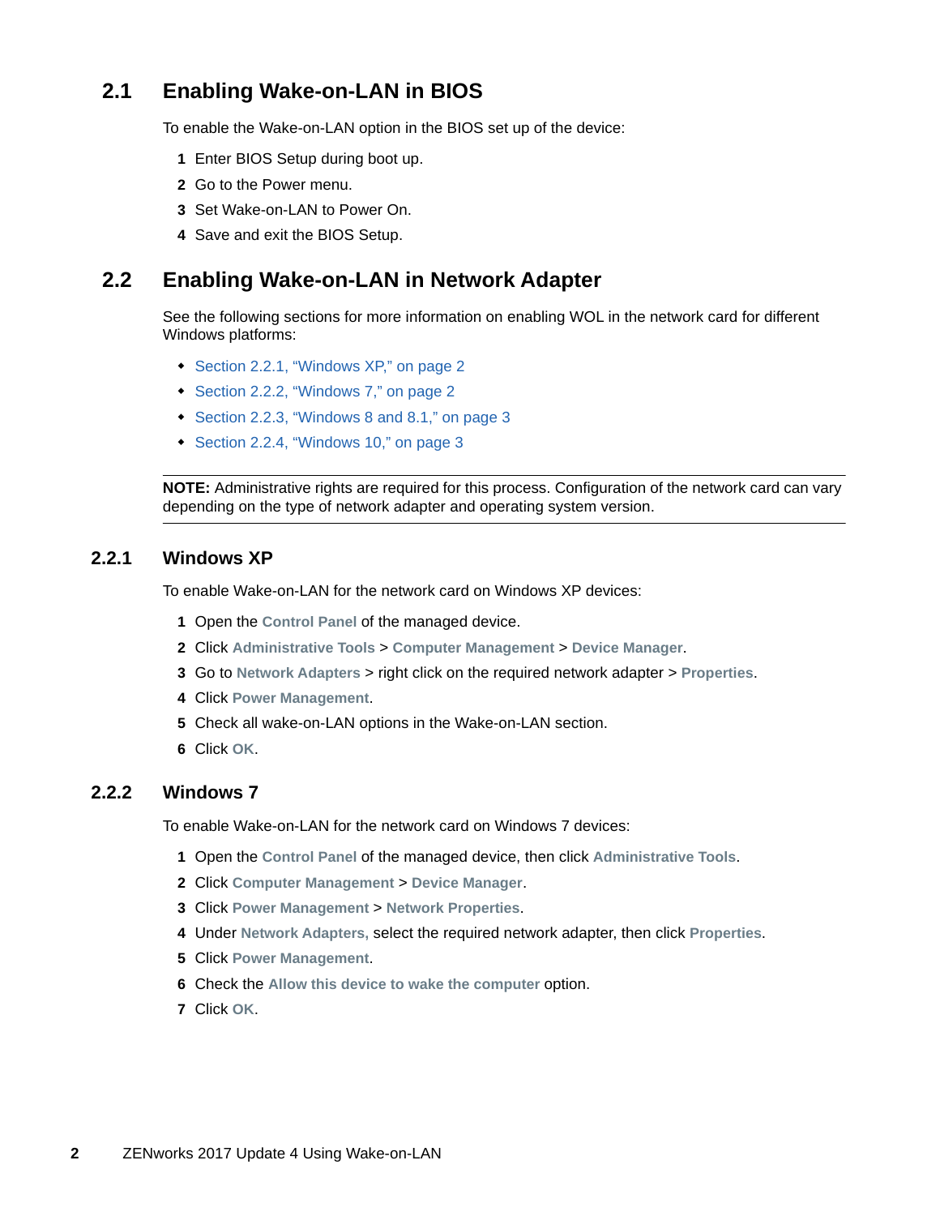## 2.1 Enabling Wake-on-LAN in BIOS

To enable the Wake-on-LAN option in the BIOS set up of the device:

1. Enter BIOS Setup during boot up.
2. Go to the Power menu.
3. Set Wake-on-LAN to Power On.
4. Save and exit the BIOS Setup.

## 2.2 Enabling Wake-on-LAN in Network Adapter

See the following sections for more information on enabling WOL in the network card for different Windows platforms:

- Section 2.2.1, "Windows XP," on page 2
- Section 2.2.2, "Windows 7," on page 2
- Section 2.2.3, "Windows 8 and 8.1," on page 3
- Section 2.2.4, "Windows 10," on page 3

---

**NOTE:** Administrative rights are required for this process. Configuration of the network card can vary depending on the type of network adapter and operating system version.

---

### 2.2.1 Windows XP

To enable Wake-on-LAN for the network card on Windows XP devices:

1. Open the **Control Panel** of the managed device.
2. Click **Administrative Tools** > **Computer Management** > **Device Manager**.
3. Go to **Network Adapters** > right click on the required network adapter > **Properties**.
4. Click **Power Management**.
5. Check all wake-on-LAN options in the Wake-on-LAN section.
6. Click **OK**.

### 2.2.2 Windows 7

To enable Wake-on-LAN for the network card on Windows 7 devices:

1. Open the **Control Panel** of the managed device, then click **Administrative Tools**.
2. Click **Computer Management** > **Device Manager**.
3. Click **Power Management** > **Network Properties**.
4. Under **Network Adapters,** select the required network adapter, then click **Properties**.
5. Click **Power Management**.
6. Check the **Allow this device to wake the computer** option.
7. Click **OK**.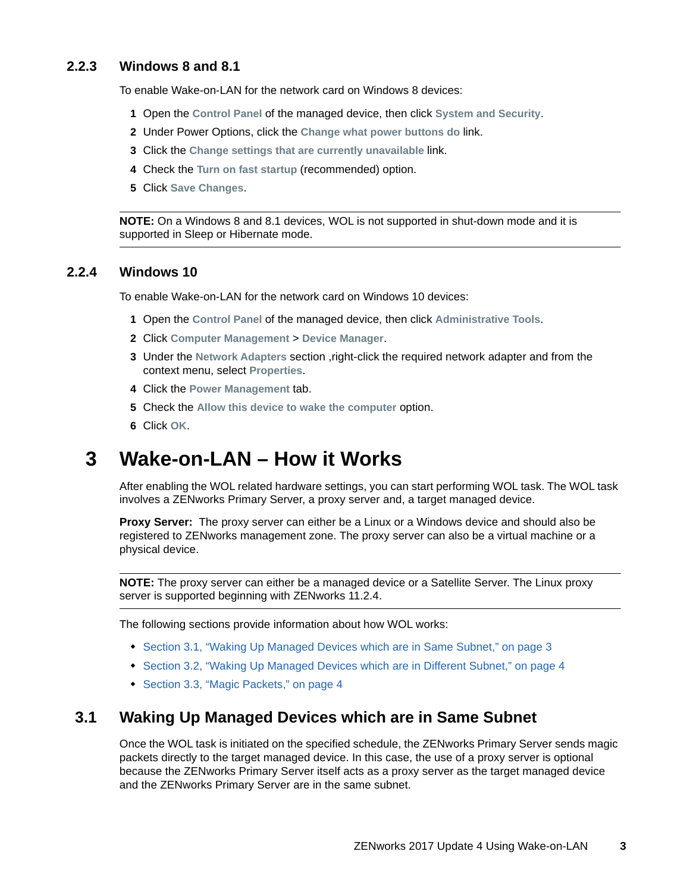### 2.2.3 Windows 8 and 8.1

To enable Wake-on-LAN for the network card on Windows 8 devices:

1. Open the **Control Panel** of the managed device, then click **System and Security**.
2. Under Power Options, click the **Change what power buttons do** link.
3. Click the **Change settings that are currently unavailable** link.
4. Check the **Turn on fast startup** (recommended) option.
5. Click **Save Changes**.

---

**NOTE:** On a Windows 8 and 8.1 devices, WOL is not supported in shut-down mode and it is supported in Sleep or Hibernate mode.

---

### 2.2.4 Windows 10

To enable Wake-on-LAN for the network card on Windows 10 devices:

1. Open the **Control Panel** of the managed device, then click **Administrative Tools**.
2. Click **Computer Management** > **Device Manager**.
3. Under the **Network Adapters** section ,right-click the required network adapter and from the context menu, select **Properties**.
4. Click the **Power Management** tab.
5. Check the **Allow this device to wake the computer** option.
6. Click **OK**.

# 3 Wake-on-LAN – How it Works

After enabling the WOL related hardware settings, you can start performing WOL task. The WOL task involves a ZENworks Primary Server, a proxy server and, a target managed device.

**Proxy Server:** The proxy server can either be a Linux or a Windows device and should also be registered to ZENworks management zone. The proxy server can also be a virtual machine or a physical device.

---

**NOTE:** The proxy server can either be a managed device or a Satellite Server. The Linux proxy server is supported beginning with ZENworks 11.2.4.

---

The following sections provide information about how WOL works:

- Section 3.1, "Waking Up Managed Devices which are in Same Subnet," on page 3
- Section 3.2, "Waking Up Managed Devices which are in Different Subnet," on page 4
- Section 3.3, "Magic Packets," on page 4

## 3.1 Waking Up Managed Devices which are in Same Subnet

Once the WOL task is initiated on the specified schedule, the ZENworks Primary Server sends magic packets directly to the target managed device. In this case, the use of a proxy server is optional because the ZENworks Primary Server itself acts as a proxy server as the target managed device and the ZENworks Primary Server are in the same subnet.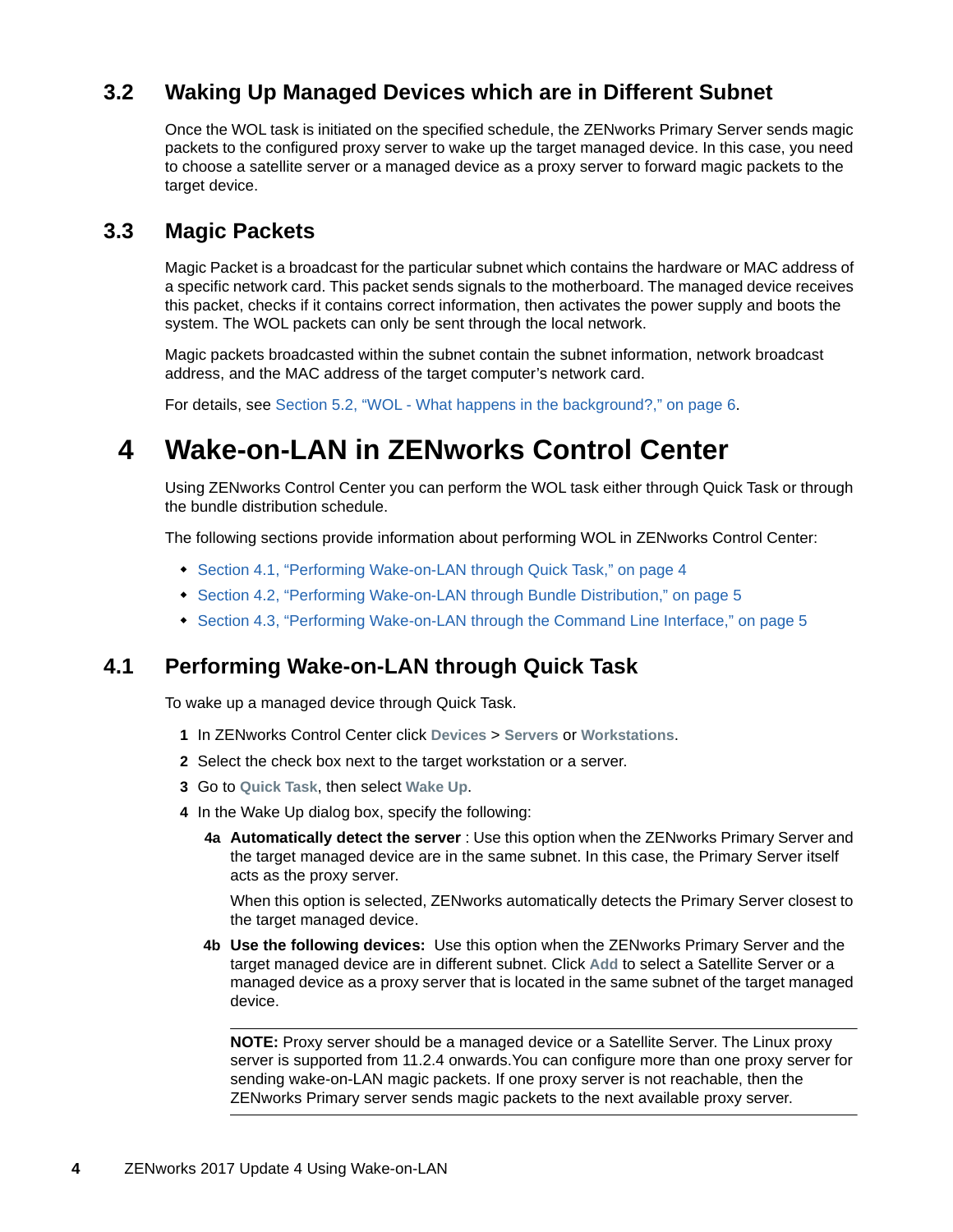## 3.2 Waking Up Managed Devices which are in Different Subnet

Once the WOL task is initiated on the specified schedule, the ZENworks Primary Server sends magic packets to the configured proxy server to wake up the target managed device. In this case, you need to choose a satellite server or a managed device as a proxy server to forward magic packets to the target device.

## 3.3 Magic Packets

Magic Packet is a broadcast for the particular subnet which contains the hardware or MAC address of a specific network card. This packet sends signals to the motherboard. The managed device receives this packet, checks if it contains correct information, then activates the power supply and boots the system. The WOL packets can only be sent through the local network.

Magic packets broadcasted within the subnet contain the subnet information, network broadcast address, and the MAC address of the target computer's network card.

For details, see Section 5.2, "WOL - What happens in the background?," on page 6.

# 4 Wake-on-LAN in ZENworks Control Center

Using ZENworks Control Center you can perform the WOL task either through Quick Task or through the bundle distribution schedule.

The following sections provide information about performing WOL in ZENworks Control Center:

- Section 4.1, "Performing Wake-on-LAN through Quick Task," on page 4
- Section 4.2, "Performing Wake-on-LAN through Bundle Distribution," on page 5
- Section 4.3, "Performing Wake-on-LAN through the Command Line Interface," on page 5

## 4.1 Performing Wake-on-LAN through Quick Task

To wake up a managed device through Quick Task.

1. In ZENworks Control Center click **Devices** > **Servers** or **Workstations**.
2. Select the check box next to the target workstation or a server.
3. Go to **Quick Task**, then select **Wake Up**.
4. In the Wake Up dialog box, specify the following:

   **4a** **Automatically detect the server** : Use this option when the ZENworks Primary Server and the target managed device are in the same subnet. In this case, the Primary Server itself acts as the proxy server.

   When this option is selected, ZENworks automatically detects the Primary Server closest to the target managed device.

   **4b** **Use the following devices:** Use this option when the ZENworks Primary Server and the target managed device are in different subnet. Click **Add** to select a Satellite Server or a managed device as a proxy server that is located in the same subnet of the target managed device.

   ---

   **NOTE:** Proxy server should be a managed device or a Satellite Server. The Linux proxy server is supported from 11.2.4 onwards.You can configure more than one proxy server for sending wake-on-LAN magic packets. If one proxy server is not reachable, then the ZENworks Primary server sends magic packets to the next available proxy server.

   ---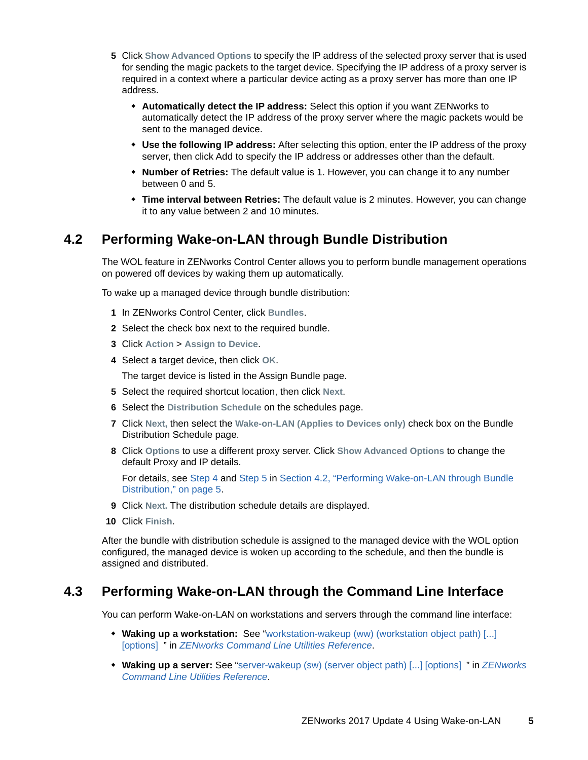5. Click **Show Advanced Options** to specify the IP address of the selected proxy server that is used for sending the magic packets to the target device. Specifying the IP address of a proxy server is required in a context where a particular device acting as a proxy server has more than one IP address.
   - **Automatically detect the IP address:** Select this option if you want ZENworks to automatically detect the IP address of the proxy server where the magic packets would be sent to the managed device.
   - **Use the following IP address:** After selecting this option, enter the IP address of the proxy server, then click Add to specify the IP address or addresses other than the default.
   - **Number of Retries:** The default value is 1. However, you can change it to any number between 0 and 5.
   - **Time interval between Retries:** The default value is 2 minutes. However, you can change it to any value between 2 and 10 minutes.

## 4.2 Performing Wake-on-LAN through Bundle Distribution

The WOL feature in ZENworks Control Center allows you to perform bundle management operations on powered off devices by waking them up automatically.

To wake up a managed device through bundle distribution:

1. In ZENworks Control Center, click **Bundles**.
2. Select the check box next to the required bundle.
3. Click **Action** > **Assign to Device**.
4. Select a target device, then click **OK**.

   The target device is listed in the Assign Bundle page.
5. Select the required shortcut location, then click **Next**.
6. Select the **Distribution Schedule** on the schedules page.
7. Click **Next,** then select the **Wake-on-LAN (Applies to Devices only)** check box on the Bundle Distribution Schedule page.
8. Click **Options** to use a different proxy server. Click **Show Advanced Options** to change the default Proxy and IP details.

   For details, see Step 4 and Step 5 in Section 4.2, "Performing Wake-on-LAN through Bundle Distribution," on page 5.
9. Click **Next.** The distribution schedule details are displayed.
10. Click **Finish**.

After the bundle with distribution schedule is assigned to the managed device with the WOL option configured, the managed device is woken up according to the schedule, and then the bundle is assigned and distributed.

## 4.3 Performing Wake-on-LAN through the Command Line Interface

You can perform Wake-on-LAN on workstations and servers through the command line interface:

- **Waking up a workstation:** See "workstation-wakeup (ww) (workstation object path) [...] [options] " in *ZENworks Command Line Utilities Reference*.
- **Waking up a server:** See "server-wakeup (sw) (server object path) [...] [options] " in *ZENworks Command Line Utilities Reference*.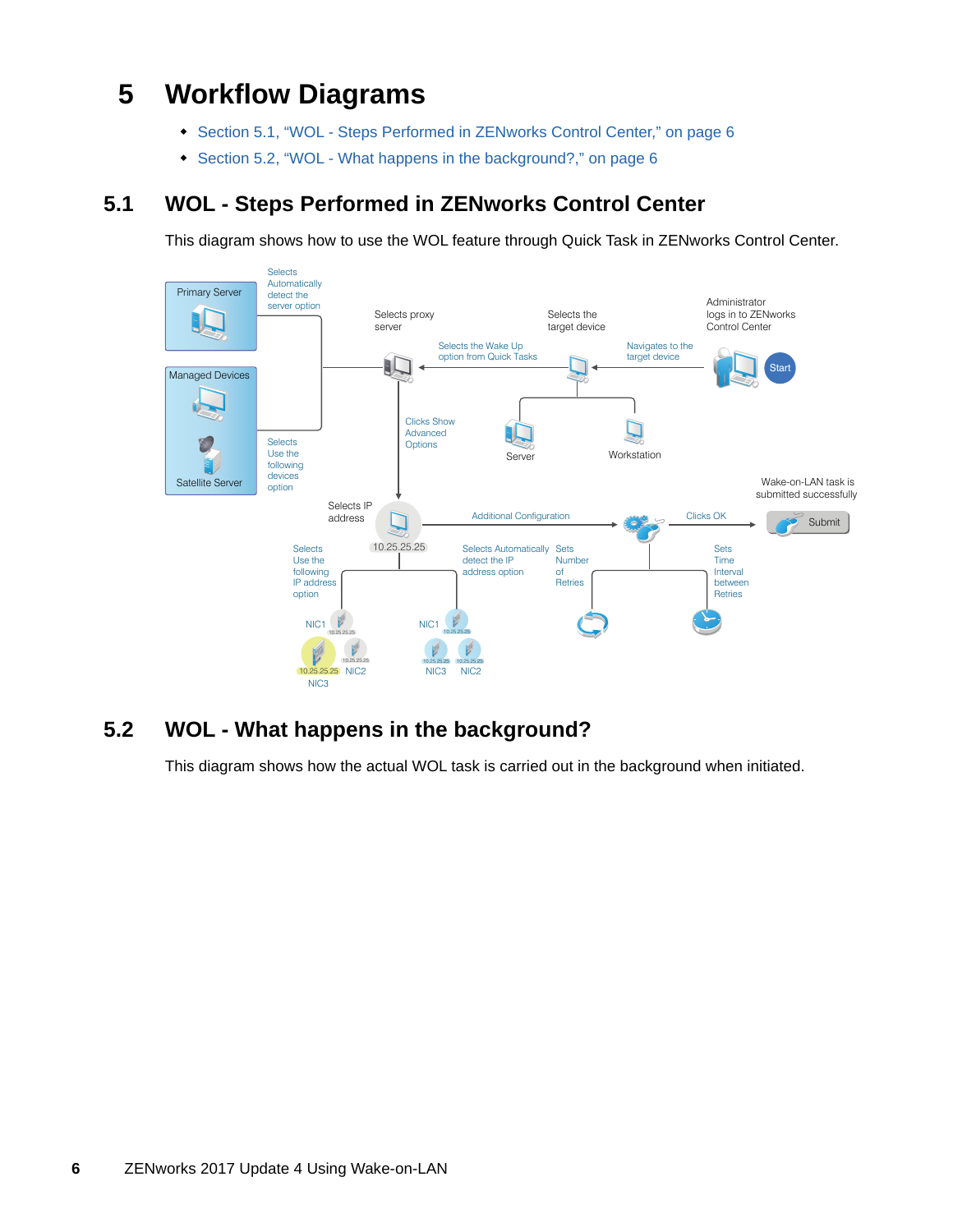# 5 Workflow Diagrams

- Section 5.1, “WOL - Steps Performed in ZENworks Control Center,” on page 6
- Section 5.2, “WOL - What happens in the background?,” on page 6

## 5.1 WOL - Steps Performed in ZENworks Control Center

This diagram shows how to use the WOL feature through Quick Task in ZENworks Control Center.

## 5.2 WOL - What happens in the background?

This diagram shows how the actual WOL task is carried out in the background when initiated.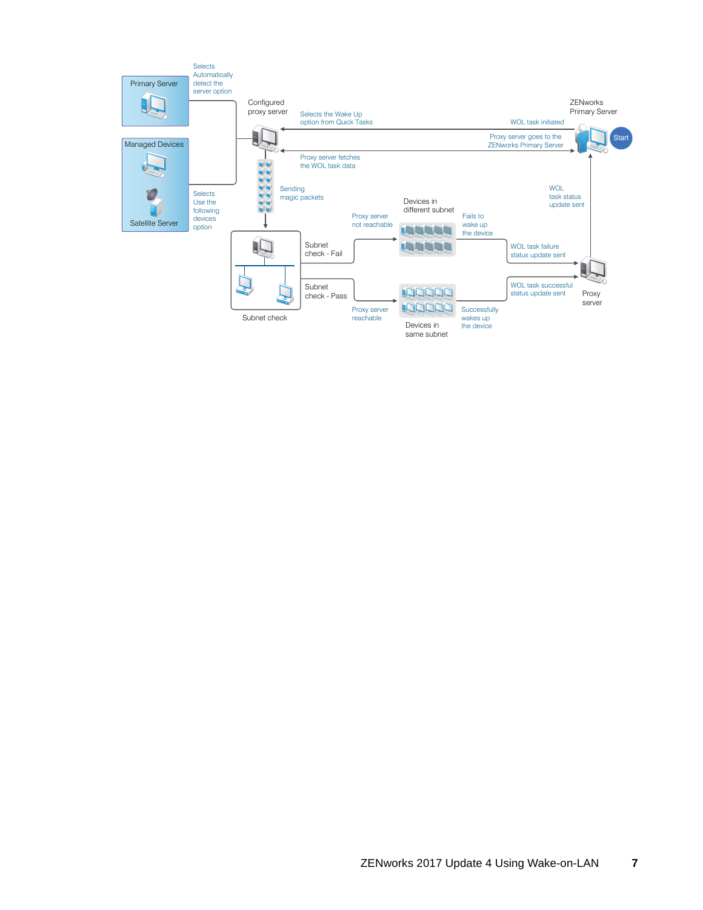Primary Server

Selects Automatically detect the server option

Managed Devices

Satellite Server

Selects Use the following devices option

Configured proxy server

Selects the Wake Up option from Quick Tasks

WOL task initiated

ZENworks Primary Server

Start

Proxy server goes to the ZENworks Primary Server

Proxy server fetches the WOL task data

Sending magic packets

WOL task status update sent

Devices in different subnet

Proxy server not reachable

Fails to wake up the device

Subnet check - Fail

WOL task failure status update sent

Proxy server

Subnet check - Pass

WOL task successful status update sent

Subnet check

Proxy server reachable

Successfully wakes up the device

Devices in same subnet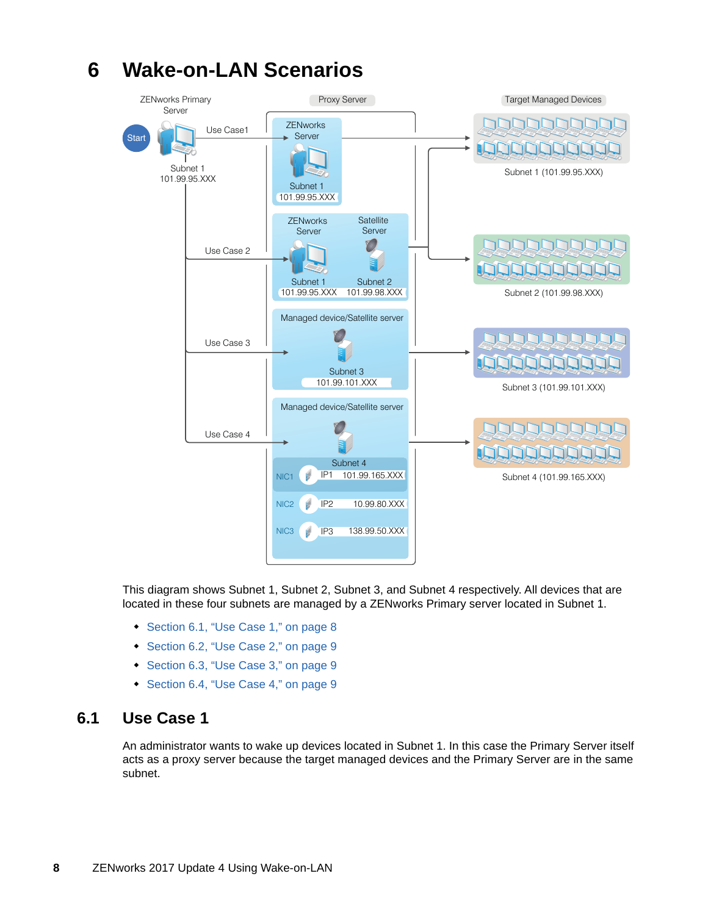# 6 Wake-on-LAN Scenarios

This diagram shows Subnet 1, Subnet 2, Subnet 3, and Subnet 4 respectively. All devices that are located in these four subnets are managed by a ZENworks Primary server located in Subnet 1.

- Section 6.1, “Use Case 1,” on page 8
- Section 6.2, “Use Case 2,” on page 9
- Section 6.3, “Use Case 3,” on page 9
- Section 6.4, “Use Case 4,” on page 9

## 6.1 Use Case 1

An administrator wants to wake up devices located in Subnet 1. In this case the Primary Server itself acts as a proxy server because the target managed devices and the Primary Server are in the same subnet.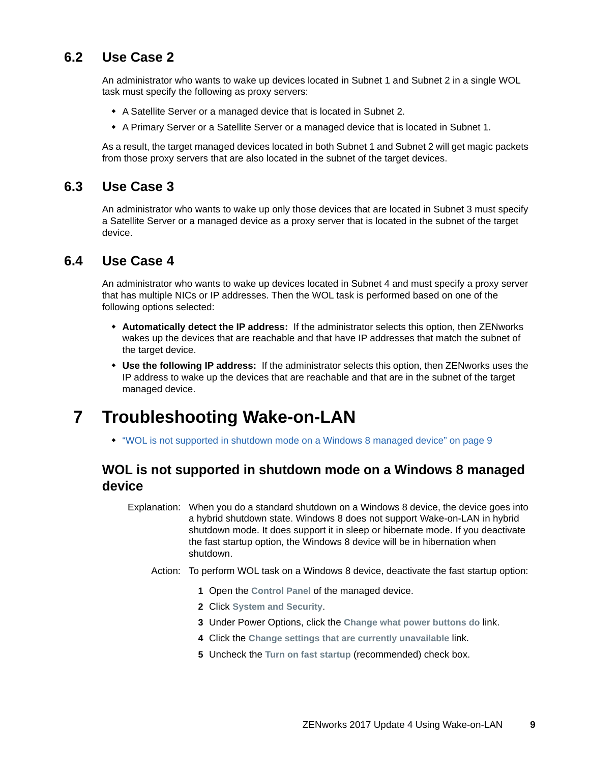## 6.2 Use Case 2

An administrator who wants to wake up devices located in Subnet 1 and Subnet 2 in a single WOL task must specify the following as proxy servers:

- A Satellite Server or a managed device that is located in Subnet 2.
- A Primary Server or a Satellite Server or a managed device that is located in Subnet 1.

As a result, the target managed devices located in both Subnet 1 and Subnet 2 will get magic packets from those proxy servers that are also located in the subnet of the target devices.

## 6.3 Use Case 3

An administrator who wants to wake up only those devices that are located in Subnet 3 must specify a Satellite Server or a managed device as a proxy server that is located in the subnet of the target device.

## 6.4 Use Case 4

An administrator who wants to wake up devices located in Subnet 4 and must specify a proxy server that has multiple NICs or IP addresses. Then the WOL task is performed based on one of the following options selected:

- **Automatically detect the IP address:** If the administrator selects this option, then ZENworks wakes up the devices that are reachable and that have IP addresses that match the subnet of the target device.
- **Use the following IP address:** If the administrator selects this option, then ZENworks uses the IP address to wake up the devices that are reachable and that are in the subnet of the target managed device.

# 7 Troubleshooting Wake-on-LAN

- "WOL is not supported in shutdown mode on a Windows 8 managed device" on page 9

### WOL is not supported in shutdown mode on a Windows 8 managed device

Explanation: When you do a standard shutdown on a Windows 8 device, the device goes into a hybrid shutdown state. Windows 8 does not support Wake-on-LAN in hybrid shutdown mode. It does support it in sleep or hibernate mode. If you deactivate the fast startup option, the Windows 8 device will be in hibernation when shutdown.

Action: To perform WOL task on a Windows 8 device, deactivate the fast startup option:

1. Open the **Control Panel** of the managed device.
2. Click **System and Security**.
3. Under Power Options, click the **Change what power buttons do** link.
4. Click the **Change settings that are currently unavailable** link.
5. Uncheck the **Turn on fast startup** (recommended) check box.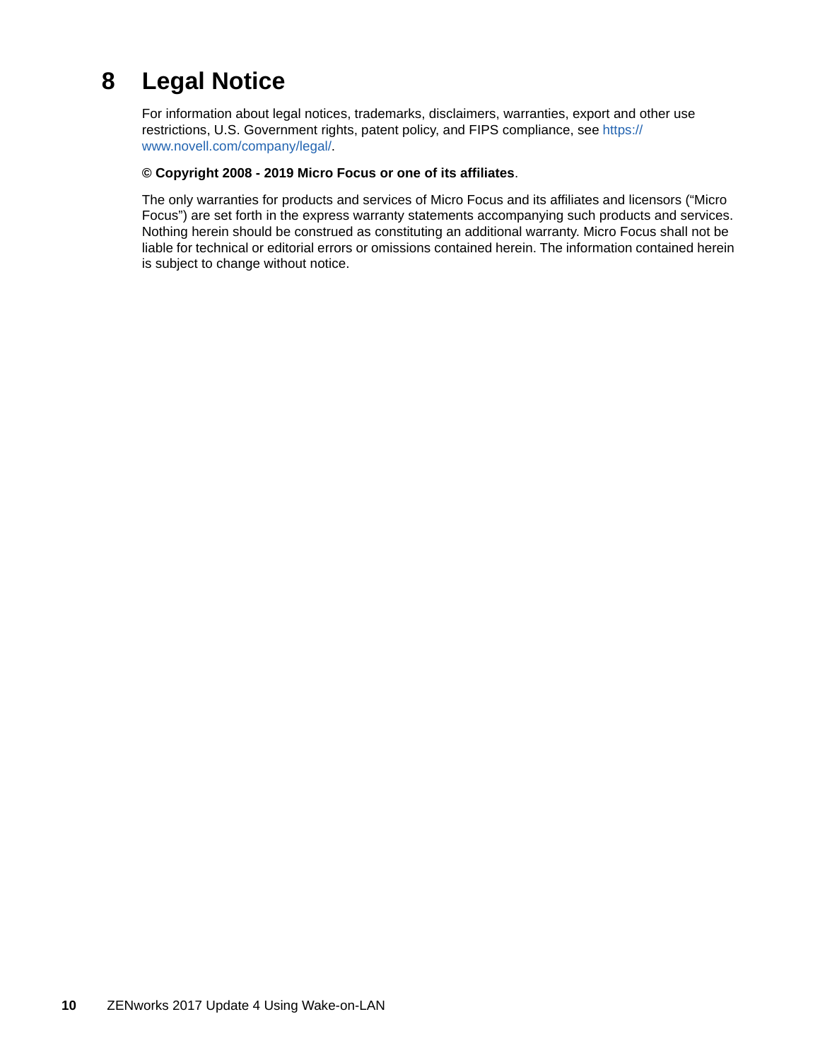# 8 Legal Notice

For information about legal notices, trademarks, disclaimers, warranties, export and other use restrictions, U.S. Government rights, patent policy, and FIPS compliance, see https://www.novell.com/company/legal/.

**© Copyright 2008 - 2019 Micro Focus or one of its affiliates**.

The only warranties for products and services of Micro Focus and its affiliates and licensors ("Micro Focus") are set forth in the express warranty statements accompanying such products and services. Nothing herein should be construed as constituting an additional warranty. Micro Focus shall not be liable for technical or editorial errors or omissions contained herein. The information contained herein is subject to change without notice.